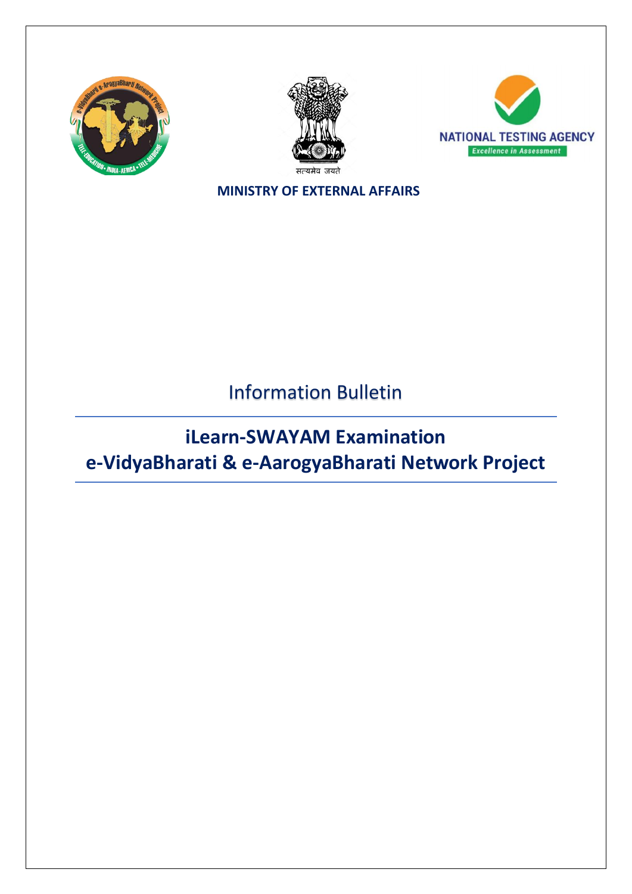**MINISTRY OF EXTERNAL AFFAIRS**

# Information Bulletin

## iLearn-SWAYAM Examination
## e-VidyaBharati & e-AarogyaBharati Network Project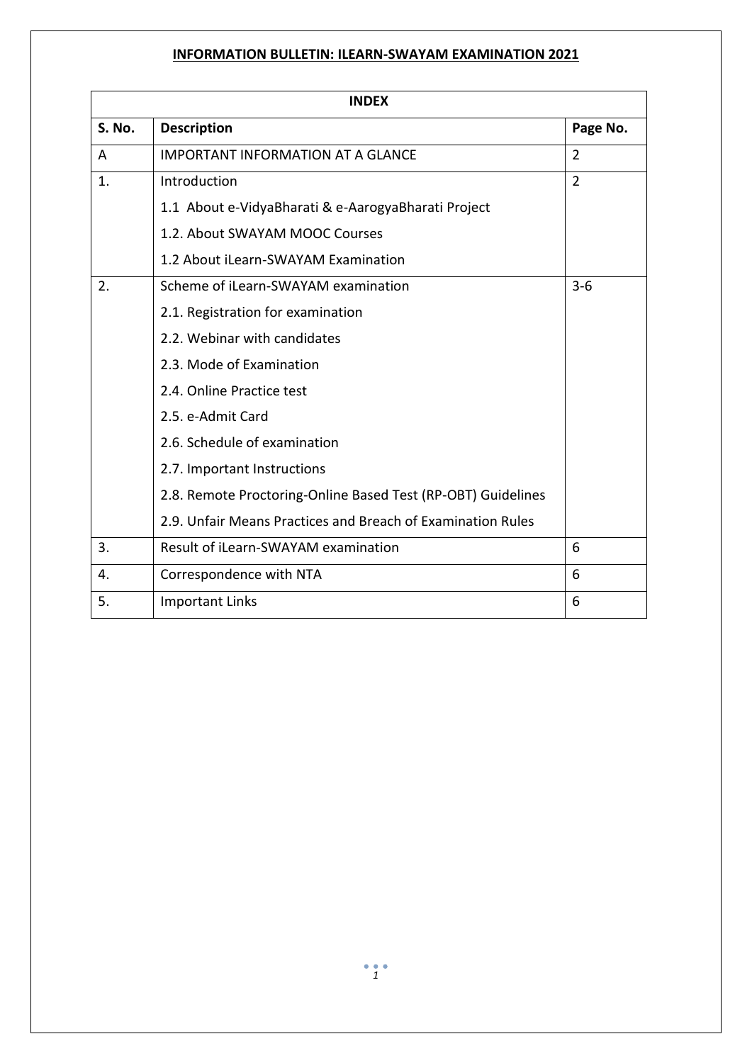## INFORMATION BULLETIN: ILEARN-SWAYAM EXAMINATION 2021

| INDEX | | |
|---|---|---|
| **S. No.** | **Description** | **Page No.** |
| A | IMPORTANT INFORMATION AT A GLANCE | 2 |
| 1. | Introduction<br>1.1 About e-VidyaBharati & e-AarogyaBharati Project<br>1.2. About SWAYAM MOOC Courses<br>1.2 About iLearn-SWAYAM Examination | 2 |
| 2. | Scheme of iLearn-SWAYAM examination<br>2.1. Registration for examination<br>2.2. Webinar with candidates<br>2.3. Mode of Examination<br>2.4. Online Practice test<br>2.5. e-Admit Card<br>2.6. Schedule of examination<br>2.7. Important Instructions<br>2.8. Remote Proctoring-Online Based Test (RP-OBT) Guidelines<br>2.9. Unfair Means Practices and Breach of Examination Rules | 3-6 |
| 3. | Result of iLearn-SWAYAM examination | 6 |
| 4. | Correspondence with NTA | 6 |
| 5. | Important Links | 6 |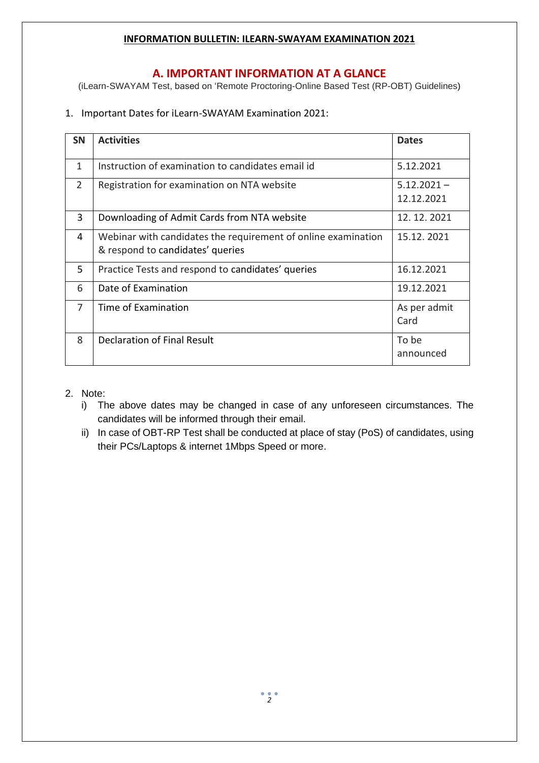**INFORMATION BULLETIN: ILEARN-SWAYAM EXAMINATION 2021**

## A. IMPORTANT INFORMATION AT A GLANCE

(iLearn-SWAYAM Test, based on 'Remote Proctoring-Online Based Test (RP-OBT) Guidelines)

1. Important Dates for iLearn-SWAYAM Examination 2021:

| SN | Activities | Dates |
|---|---|---|
| 1 | Instruction of examination to candidates email id | 5.12.2021 |
| 2 | Registration for examination on NTA website | 5.12.2021 – 12.12.2021 |
| 3 | Downloading of Admit Cards from NTA website | 12. 12. 2021 |
| 4 | Webinar with candidates the requirement of online examination & respond to candidates' queries | 15.12. 2021 |
| 5 | Practice Tests and respond to candidates' queries | 16.12.2021 |
| 6 | Date of Examination | 19.12.2021 |
| 7 | Time of Examination | As per admit Card |
| 8 | Declaration of Final Result | To be announced |

2. Note:
   i) The above dates may be changed in case of any unforeseen circumstances. The candidates will be informed through their email.
   ii) In case of OBT-RP Test shall be conducted at place of stay (PoS) of candidates, using their PCs/Laptops & internet 1Mbps Speed or more.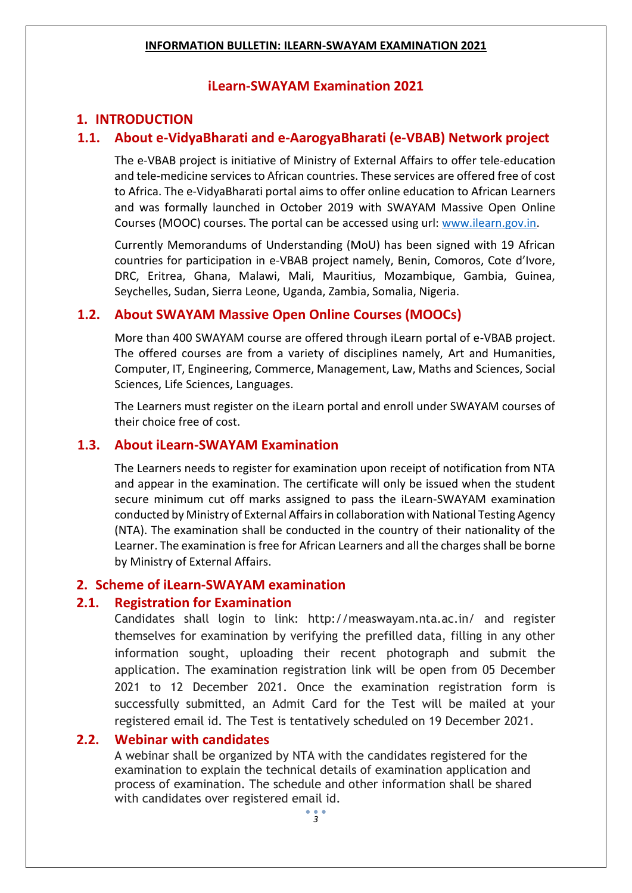**INFORMATION BULLETIN: ILEARN-SWAYAM EXAMINATION 2021**

## iLearn-SWAYAM Examination 2021

# 1. INTRODUCTION

## 1.1. About e-VidyaBharati and e-AarogyaBharati (e-VBAB) Network project

The e-VBAB project is initiative of Ministry of External Affairs to offer tele-education and tele-medicine services to African countries. These services are offered free of cost to Africa. The e-VidyaBharati portal aims to offer online education to African Learners and was formally launched in October 2019 with SWAYAM Massive Open Online Courses (MOOC) courses. The portal can be accessed using url: [www.ilearn.gov.in](www.ilearn.gov.in).

Currently Memorandums of Understanding (MoU) has been signed with 19 African countries for participation in e-VBAB project namely, Benin, Comoros, Cote d'Ivore, DRC, Eritrea, Ghana, Malawi, Mali, Mauritius, Mozambique, Gambia, Guinea, Seychelles, Sudan, Sierra Leone, Uganda, Zambia, Somalia, Nigeria.

## 1.2. About SWAYAM Massive Open Online Courses (MOOCs)

More than 400 SWAYAM course are offered through iLearn portal of e-VBAB project. The offered courses are from a variety of disciplines namely, Art and Humanities, Computer, IT, Engineering, Commerce, Management, Law, Maths and Sciences, Social Sciences, Life Sciences, Languages.

The Learners must register on the iLearn portal and enroll under SWAYAM courses of their choice free of cost.

## 1.3. About iLearn-SWAYAM Examination

The Learners needs to register for examination upon receipt of notification from NTA and appear in the examination. The certificate will only be issued when the student secure minimum cut off marks assigned to pass the iLearn-SWAYAM examination conducted by Ministry of External Affairs in collaboration with National Testing Agency (NTA). The examination shall be conducted in the country of their nationality of the Learner. The examination is free for African Learners and all the charges shall be borne by Ministry of External Affairs.

# 2. Scheme of iLearn-SWAYAM examination

## 2.1. Registration for Examination

Candidates shall login to link: http://measwayam.nta.ac.in/ and register themselves for examination by verifying the prefilled data, filling in any other information sought, uploading their recent photograph and submit the application. The examination registration link will be open from 05 December 2021 to 12 December 2021. Once the examination registration form is successfully submitted, an Admit Card for the Test will be mailed at your registered email id. The Test is tentatively scheduled on 19 December 2021.

## 2.2. Webinar with candidates

A webinar shall be organized by NTA with the candidates registered for the examination to explain the technical details of examination application and process of examination. The schedule and other information shall be shared with candidates over registered email id.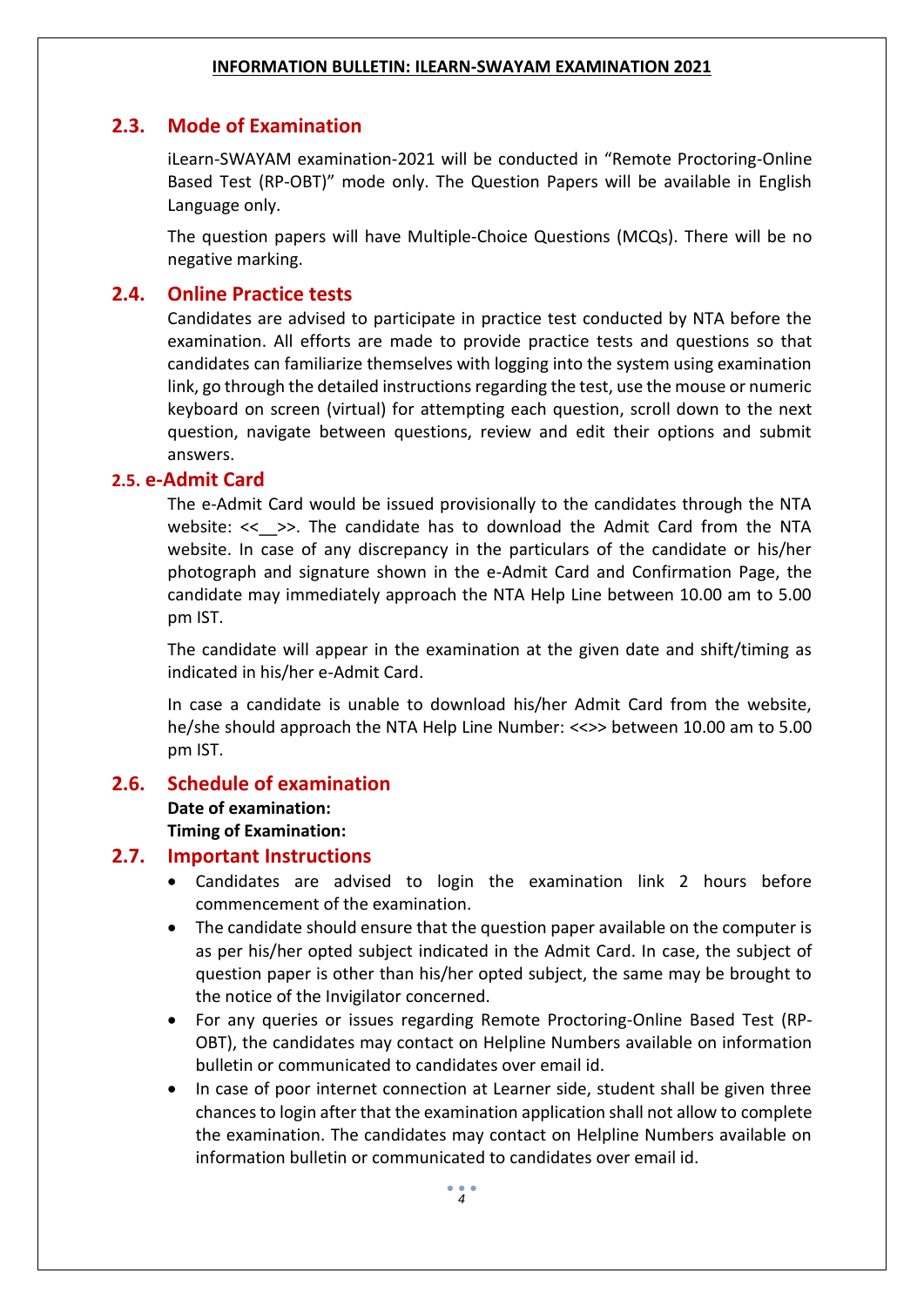## 2.3. Mode of Examination

iLearn-SWAYAM examination-2021 will be conducted in "Remote Proctoring-Online Based Test (RP-OBT)" mode only. The Question Papers will be available in English Language only.

The question papers will have Multiple-Choice Questions (MCQs). There will be no negative marking.

## 2.4. Online Practice tests

Candidates are advised to participate in practice test conducted by NTA before the examination. All efforts are made to provide practice tests and questions so that candidates can familiarize themselves with logging into the system using examination link, go through the detailed instructions regarding the test, use the mouse or numeric keyboard on screen (virtual) for attempting each question, scroll down to the next question, navigate between questions, review and edit their options and submit answers.

## 2.5. e-Admit Card

The e-Admit Card would be issued provisionally to the candidates through the NTA website: <<__>>. The candidate has to download the Admit Card from the NTA website. In case of any discrepancy in the particulars of the candidate or his/her photograph and signature shown in the e-Admit Card and Confirmation Page, the candidate may immediately approach the NTA Help Line between 10.00 am to 5.00 pm IST.

The candidate will appear in the examination at the given date and shift/timing as indicated in his/her e-Admit Card.

In case a candidate is unable to download his/her Admit Card from the website, he/she should approach the NTA Help Line Number: <<>> between 10.00 am to 5.00 pm IST.

## 2.6. Schedule of examination

**Date of examination:**
**Timing of Examination:**

## 2.7. Important Instructions

- Candidates are advised to login the examination link 2 hours before commencement of the examination.
- The candidate should ensure that the question paper available on the computer is as per his/her opted subject indicated in the Admit Card. In case, the subject of question paper is other than his/her opted subject, the same may be brought to the notice of the Invigilator concerned.
- For any queries or issues regarding Remote Proctoring-Online Based Test (RP-OBT), the candidates may contact on Helpline Numbers available on information bulletin or communicated to candidates over email id.
- In case of poor internet connection at Learner side, student shall be given three chances to login after that the examination application shall not allow to complete the examination. The candidates may contact on Helpline Numbers available on information bulletin or communicated to candidates over email id.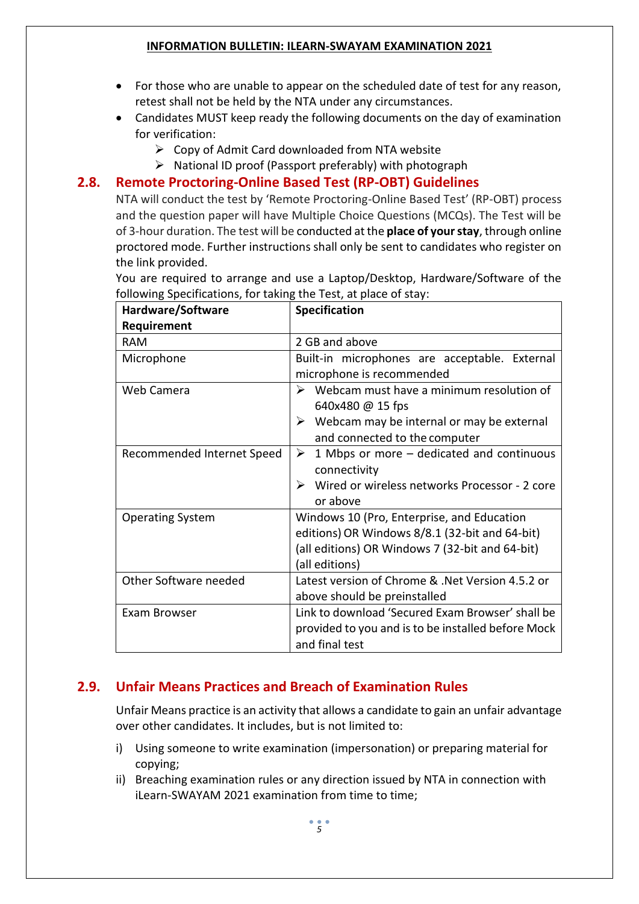- For those who are unable to appear on the scheduled date of test for any reason, retest shall not be held by the NTA under any circumstances.
- Candidates MUST keep ready the following documents on the day of examination for verification:
  - Copy of Admit Card downloaded from NTA website
  - National ID proof (Passport preferably) with photograph

## 2.8. Remote Proctoring-Online Based Test (RP-OBT) Guidelines

NTA will conduct the test by 'Remote Proctoring-Online Based Test' (RP-OBT) process and the question paper will have Multiple Choice Questions (MCQs). The Test will be of 3-hour duration. The test will be conducted at the **place of your stay**, through online proctored mode. Further instructions shall only be sent to candidates who register on the link provided.

You are required to arrange and use a Laptop/Desktop, Hardware/Software of the following Specifications, for taking the Test, at place of stay:

| Hardware/Software Requirement | Specification |
|---|---|
| RAM | 2 GB and above |
| Microphone | Built-in microphones are acceptable. External microphone is recommended |
| Web Camera | ➢ Webcam must have a minimum resolution of 640x480 @ 15 fps<br>➢ Webcam may be internal or may be external and connected to the computer |
| Recommended Internet Speed | ➢ 1 Mbps or more – dedicated and continuous connectivity<br>➢ Wired or wireless networks Processor - 2 core or above |
| Operating System | Windows 10 (Pro, Enterprise, and Education editions) OR Windows 8/8.1 (32-bit and 64-bit) (all editions) OR Windows 7 (32-bit and 64-bit) (all editions) |
| Other Software needed | Latest version of Chrome & .Net Version 4.5.2 or above should be preinstalled |
| Exam Browser | Link to download 'Secured Exam Browser' shall be provided to you and is to be installed before Mock and final test |

## 2.9. Unfair Means Practices and Breach of Examination Rules

Unfair Means practice is an activity that allows a candidate to gain an unfair advantage over other candidates. It includes, but is not limited to:

i) Using someone to write examination (impersonation) or preparing material for copying;

ii) Breaching examination rules or any direction issued by NTA in connection with iLearn-SWAYAM 2021 examination from time to time;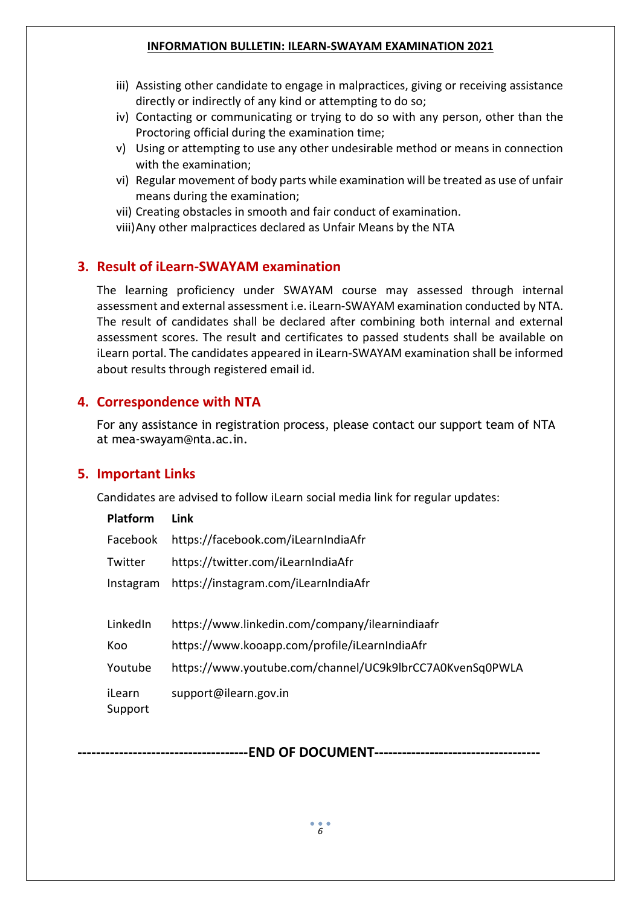iii) Assisting other candidate to engage in malpractices, giving or receiving assistance directly or indirectly of any kind or attempting to do so;

iv) Contacting or communicating or trying to do so with any person, other than the Proctoring official during the examination time;

v) Using or attempting to use any other undesirable method or means in connection with the examination;

vi) Regular movement of body parts while examination will be treated as use of unfair means during the examination;

vii) Creating obstacles in smooth and fair conduct of examination.

viii) Any other malpractices declared as Unfair Means by the NTA

## 3. Result of iLearn-SWAYAM examination

The learning proficiency under SWAYAM course may assessed through internal assessment and external assessment i.e. iLearn-SWAYAM examination conducted by NTA. The result of candidates shall be declared after combining both internal and external assessment scores. The result and certificates to passed students shall be available on iLearn portal. The candidates appeared in iLearn-SWAYAM examination shall be informed about results through registered email id.

## 4. Correspondence with NTA

For any assistance in registration process, please contact our support team of NTA at mea-swayam@nta.ac.in.

## 5. Important Links

Candidates are advised to follow iLearn social media link for regular updates:

| Platform | Link |
|---|---|
| Facebook | https://facebook.com/iLearnIndiaAfr |
| Twitter | https://twitter.com/iLearnIndiaAfr |
| Instagram | https://instagram.com/iLearnIndiaAfr |
| LinkedIn | https://www.linkedin.com/company/ilearnindiaafr |
| Koo | https://www.kooapp.com/profile/iLearnIndiaAfr |
| Youtube | https://www.youtube.com/channel/UC9k9lbrCC7A0KvenSq0PWLA |
| iLearn Support | support@ilearn.gov.in |

------------------------------------END OF DOCUMENT-----------------------------------